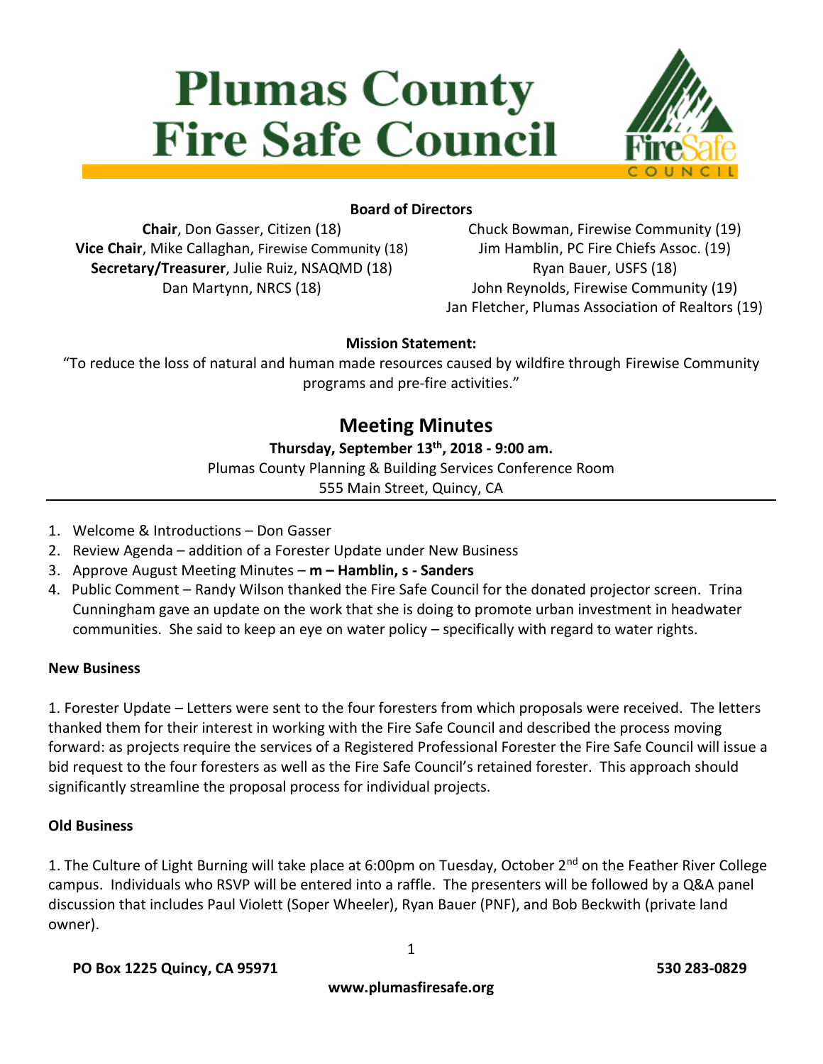# Plumas County Fire Safe Council

**Board of Directors**

**Chair**, Don Gasser, Citizen (18)
**Vice Chair**, Mike Callaghan, Firewise Community (18)
**Secretary/Treasurer**, Julie Ruiz, NSAQMD (18)
Dan Martynn, NRCS (18)

Chuck Bowman, Firewise Community (19)
Jim Hamblin, PC Fire Chiefs Assoc. (19)
Ryan Bauer, USFS (18)
John Reynolds, Firewise Community (19)
Jan Fletcher, Plumas Association of Realtors (19)

**Mission Statement:**

"To reduce the loss of natural and human made resources caused by wildfire through Firewise Community programs and pre-fire activities."

## Meeting Minutes

**Thursday, September 13th, 2018 - 9:00 am.**

Plumas County Planning & Building Services Conference Room
555 Main Street, Quincy, CA

1. Welcome & Introductions – Don Gasser
2. Review Agenda – addition of a Forester Update under New Business
3. Approve August Meeting Minutes – **m – Hamblin, s - Sanders**
4. Public Comment – Randy Wilson thanked the Fire Safe Council for the donated projector screen. Trina Cunningham gave an update on the work that she is doing to promote urban investment in headwater communities. She said to keep an eye on water policy – specifically with regard to water rights.

**New Business**

1. Forester Update – Letters were sent to the four foresters from which proposals were received. The letters thanked them for their interest in working with the Fire Safe Council and described the process moving forward: as projects require the services of a Registered Professional Forester the Fire Safe Council will issue a bid request to the four foresters as well as the Fire Safe Council's retained forester. This approach should significantly streamline the proposal process for individual projects.

**Old Business**

1. The Culture of Light Burning will take place at 6:00pm on Tuesday, October 2nd on the Feather River College campus. Individuals who RSVP will be entered into a raffle. The presenters will be followed by a Q&A panel discussion that includes Paul Violett (Soper Wheeler), Ryan Bauer (PNF), and Bob Beckwith (private land owner).

**PO Box 1225 Quincy, CA 95971** **530 283-0829**

**www.plumasfiresafe.org**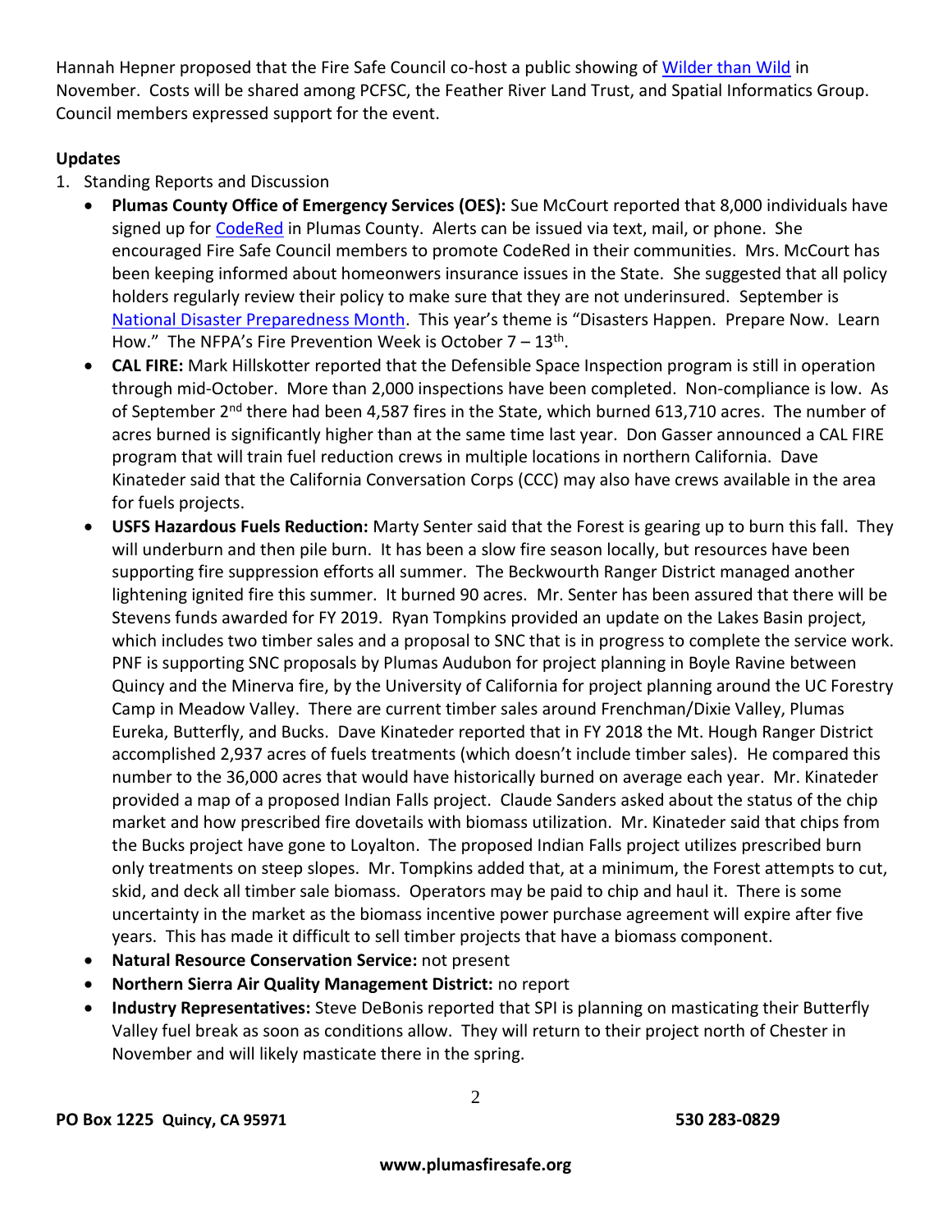Hannah Hepner proposed that the Fire Safe Council co-host a public showing of [Wilder than Wild] in November. Costs will be shared among PCFSC, the Feather River Land Trust, and Spatial Informatics Group. Council members expressed support for the event.

**Updates**

1. Standing Reports and Discussion
   - **Plumas County Office of Emergency Services (OES):** Sue McCourt reported that 8,000 individuals have signed up for CodeRed in Plumas County. Alerts can be issued via text, mail, or phone. She encouraged Fire Safe Council members to promote CodeRed in their communities. Mrs. McCourt has been keeping informed about homeonwers insurance issues in the State. She suggested that all policy holders regularly review their policy to make sure that they are not underinsured. September is National Disaster Preparedness Month. This year's theme is "Disasters Happen. Prepare Now. Learn How." The NFPA's Fire Prevention Week is October 7 – 13th.
   - **CAL FIRE:** Mark Hillskotter reported that the Defensible Space Inspection program is still in operation through mid-October. More than 2,000 inspections have been completed. Non-compliance is low. As of September 2nd there had been 4,587 fires in the State, which burned 613,710 acres. The number of acres burned is significantly higher than at the same time last year. Don Gasser announced a CAL FIRE program that will train fuel reduction crews in multiple locations in northern California. Dave Kinateder said that the California Conversation Corps (CCC) may also have crews available in the area for fuels projects.
   - **USFS Hazardous Fuels Reduction:** Marty Senter said that the Forest is gearing up to burn this fall. They will underburn and then pile burn. It has been a slow fire season locally, but resources have been supporting fire suppression efforts all summer. The Beckwourth Ranger District managed another lightening ignited fire this summer. It burned 90 acres. Mr. Senter has been assured that there will be Stevens funds awarded for FY 2019. Ryan Tompkins provided an update on the Lakes Basin project, which includes two timber sales and a proposal to SNC that is in progress to complete the service work. PNF is supporting SNC proposals by Plumas Audubon for project planning in Boyle Ravine between Quincy and the Minerva fire, by the University of California for project planning around the UC Forestry Camp in Meadow Valley. There are current timber sales around Frenchman/Dixie Valley, Plumas Eureka, Butterfly, and Bucks. Dave Kinateder reported that in FY 2018 the Mt. Hough Ranger District accomplished 2,937 acres of fuels treatments (which doesn't include timber sales). He compared this number to the 36,000 acres that would have historically burned on average each year. Mr. Kinateder provided a map of a proposed Indian Falls project. Claude Sanders asked about the status of the chip market and how prescribed fire dovetails with biomass utilization. Mr. Kinateder said that chips from the Bucks project have gone to Loyalton. The proposed Indian Falls project utilizes prescribed burn only treatments on steep slopes. Mr. Tompkins added that, at a minimum, the Forest attempts to cut, skid, and deck all timber sale biomass. Operators may be paid to chip and haul it. There is some uncertainty in the market as the biomass incentive power purchase agreement will expire after five years. This has made it difficult to sell timber projects that have a biomass component.
   - **Natural Resource Conservation Service:** not present
   - **Northern Sierra Air Quality Management District:** no report
   - **Industry Representatives:** Steve DeBonis reported that SPI is planning on masticating their Butterfly Valley fuel break as soon as conditions allow. They will return to their project north of Chester in November and will likely masticate there in the spring.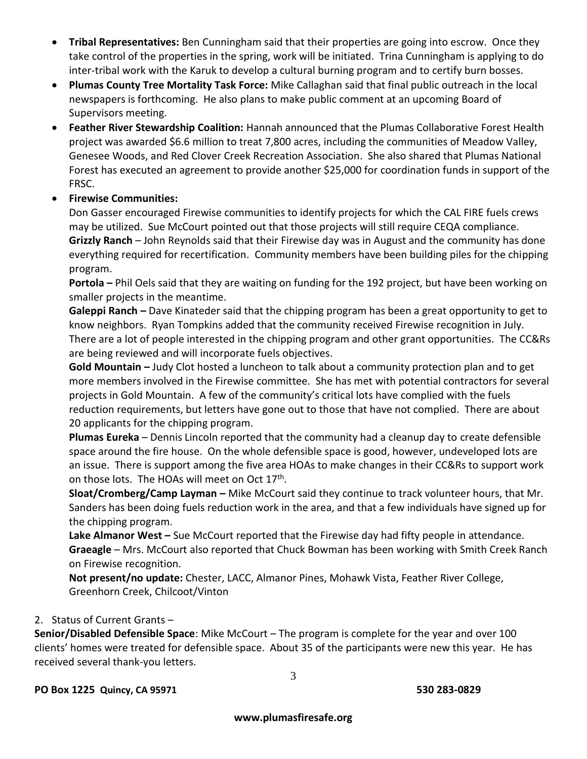- **Tribal Representatives:** Ben Cunningham said that their properties are going into escrow. Once they take control of the properties in the spring, work will be initiated. Trina Cunningham is applying to do inter-tribal work with the Karuk to develop a cultural burning program and to certify burn bosses.
- **Plumas County Tree Mortality Task Force:** Mike Callaghan said that final public outreach in the local newspapers is forthcoming. He also plans to make public comment at an upcoming Board of Supervisors meeting.
- **Feather River Stewardship Coalition:** Hannah announced that the Plumas Collaborative Forest Health project was awarded $6.6 million to treat 7,800 acres, including the communities of Meadow Valley, Genesee Woods, and Red Clover Creek Recreation Association. She also shared that Plumas National Forest has executed an agreement to provide another $25,000 for coordination funds in support of the FRSC.
- **Firewise Communities:**

  Don Gasser encouraged Firewise communities to identify projects for which the CAL FIRE fuels crews may be utilized. Sue McCourt pointed out that those projects will still require CEQA compliance.

  **Grizzly Ranch** – John Reynolds said that their Firewise day was in August and the community has done everything required for recertification. Community members have been building piles for the chipping program.

  **Portola –** Phil Oels said that they are waiting on funding for the 192 project, but have been working on smaller projects in the meantime.

  **Galeppi Ranch –** Dave Kinateder said that the chipping program has been a great opportunity to get to know neighbors. Ryan Tompkins added that the community received Firewise recognition in July. There are a lot of people interested in the chipping program and other grant opportunities. The CC&Rs are being reviewed and will incorporate fuels objectives.

  **Gold Mountain –** Judy Clot hosted a luncheon to talk about a community protection plan and to get more members involved in the Firewise committee. She has met with potential contractors for several projects in Gold Mountain. A few of the community's critical lots have complied with the fuels reduction requirements, but letters have gone out to those that have not complied. There are about 20 applicants for the chipping program.

  **Plumas Eureka** – Dennis Lincoln reported that the community had a cleanup day to create defensible space around the fire house. On the whole defensible space is good, however, undeveloped lots are an issue. There is support among the five area HOAs to make changes in their CC&Rs to support work on those lots. The HOAs will meet on Oct 17th.

  **Sloat/Cromberg/Camp Layman –** Mike McCourt said they continue to track volunteer hours, that Mr. Sanders has been doing fuels reduction work in the area, and that a few individuals have signed up for the chipping program.

  **Lake Almanor West –** Sue McCourt reported that the Firewise day had fifty people in attendance.

  **Graeagle** – Mrs. McCourt also reported that Chuck Bowman has been working with Smith Creek Ranch on Firewise recognition.

  **Not present/no update:** Chester, LACC, Almanor Pines, Mohawk Vista, Feather River College, Greenhorn Creek, Chilcoot/Vinton

2. Status of Current Grants –

**Senior/Disabled Defensible Space**: Mike McCourt – The program is complete for the year and over 100 clients' homes were treated for defensible space. About 35 of the participants were new this year. He has received several thank-you letters.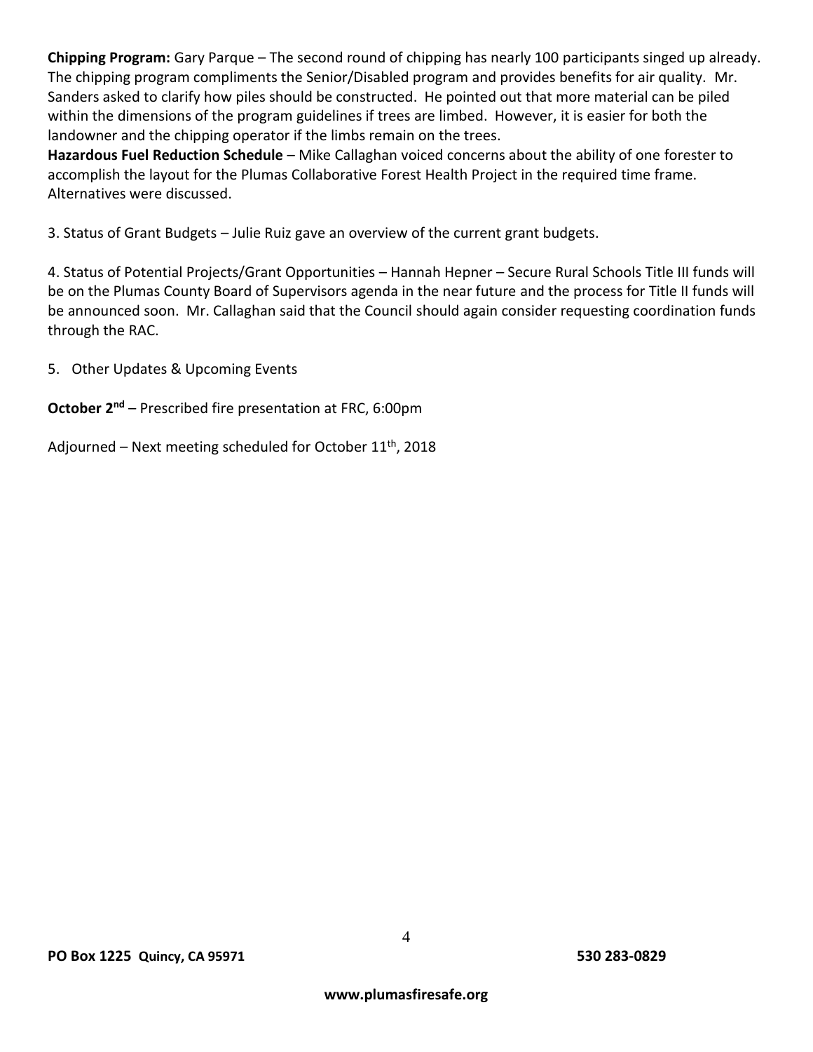**Chipping Program:** Gary Parque – The second round of chipping has nearly 100 participants singed up already. The chipping program compliments the Senior/Disabled program and provides benefits for air quality. Mr. Sanders asked to clarify how piles should be constructed. He pointed out that more material can be piled within the dimensions of the program guidelines if trees are limbed. However, it is easier for both the landowner and the chipping operator if the limbs remain on the trees.

**Hazardous Fuel Reduction Schedule** – Mike Callaghan voiced concerns about the ability of one forester to accomplish the layout for the Plumas Collaborative Forest Health Project in the required time frame. Alternatives were discussed.

3. Status of Grant Budgets – Julie Ruiz gave an overview of the current grant budgets.

4. Status of Potential Projects/Grant Opportunities – Hannah Hepner – Secure Rural Schools Title III funds will be on the Plumas County Board of Supervisors agenda in the near future and the process for Title II funds will be announced soon. Mr. Callaghan said that the Council should again consider requesting coordination funds through the RAC.

5. Other Updates & Upcoming Events

**October 2nd** – Prescribed fire presentation at FRC, 6:00pm

Adjourned – Next meeting scheduled for October 11th, 2018

**PO Box 1225 Quincy, CA 95971** **530 283-0829**

**www.plumasfiresafe.org**